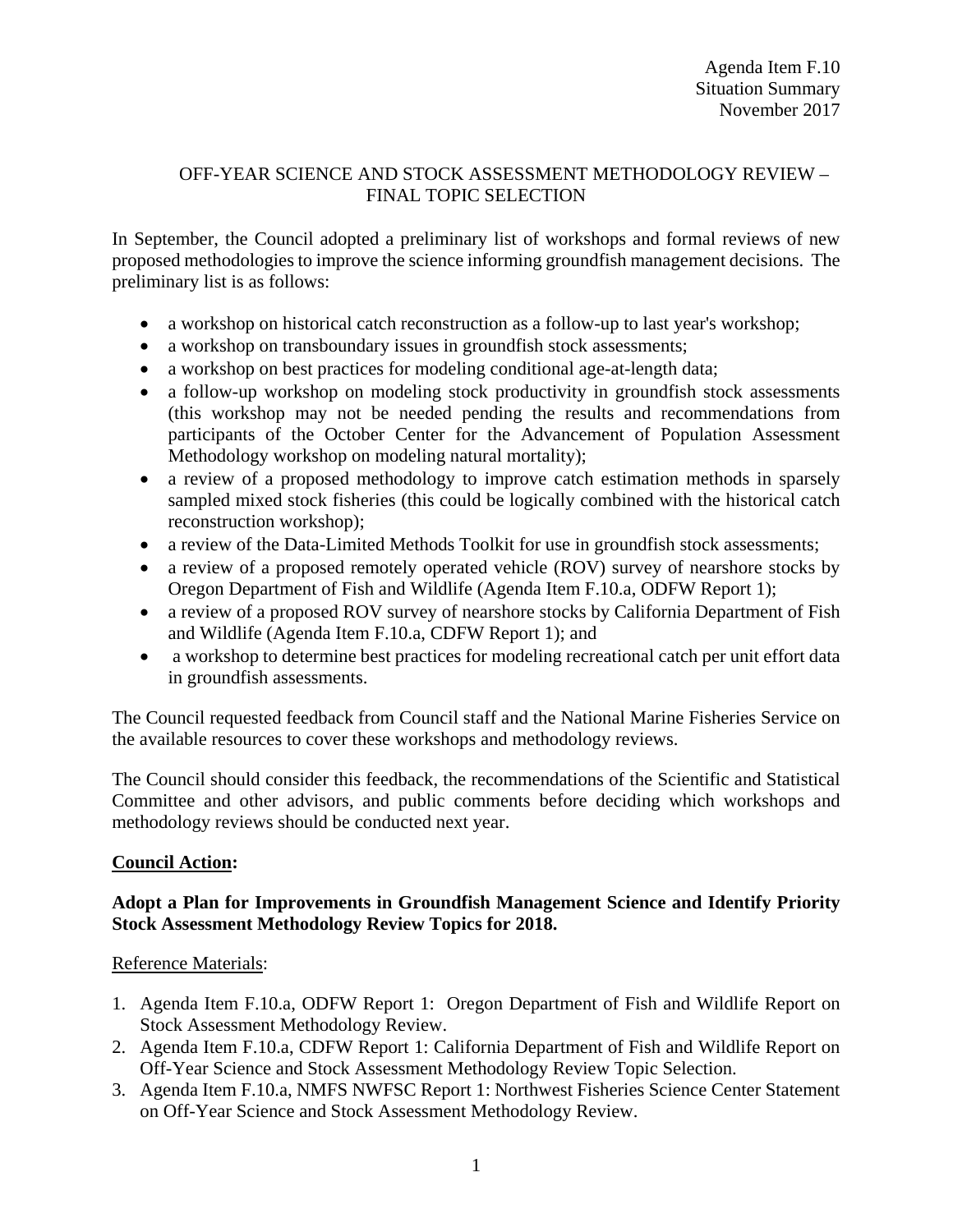Agenda Item F.10
Situation Summary
November 2017

# OFF-YEAR SCIENCE AND STOCK ASSESSMENT METHODOLOGY REVIEW – FINAL TOPIC SELECTION

In September, the Council adopted a preliminary list of workshops and formal reviews of new proposed methodologies to improve the science informing groundfish management decisions. The preliminary list is as follows:

- a workshop on historical catch reconstruction as a follow-up to last year's workshop;
- a workshop on transboundary issues in groundfish stock assessments;
- a workshop on best practices for modeling conditional age-at-length data;
- a follow-up workshop on modeling stock productivity in groundfish stock assessments (this workshop may not be needed pending the results and recommendations from participants of the October Center for the Advancement of Population Assessment Methodology workshop on modeling natural mortality);
- a review of a proposed methodology to improve catch estimation methods in sparsely sampled mixed stock fisheries (this could be logically combined with the historical catch reconstruction workshop);
- a review of the Data-Limited Methods Toolkit for use in groundfish stock assessments;
- a review of a proposed remotely operated vehicle (ROV) survey of nearshore stocks by Oregon Department of Fish and Wildlife (Agenda Item F.10.a, ODFW Report 1);
- a review of a proposed ROV survey of nearshore stocks by California Department of Fish and Wildlife (Agenda Item F.10.a, CDFW Report 1); and
- a workshop to determine best practices for modeling recreational catch per unit effort data in groundfish assessments.

The Council requested feedback from Council staff and the National Marine Fisheries Service on the available resources to cover these workshops and methodology reviews.

The Council should consider this feedback, the recommendations of the Scientific and Statistical Committee and other advisors, and public comments before deciding which workshops and methodology reviews should be conducted next year.

## Council Action:

**Adopt a Plan for Improvements in Groundfish Management Science and Identify Priority Stock Assessment Methodology Review Topics for 2018.**

Reference Materials:

1. Agenda Item F.10.a, ODFW Report 1: Oregon Department of Fish and Wildlife Report on Stock Assessment Methodology Review.
2. Agenda Item F.10.a, CDFW Report 1: California Department of Fish and Wildlife Report on Off-Year Science and Stock Assessment Methodology Review Topic Selection.
3. Agenda Item F.10.a, NMFS NWFSC Report 1: Northwest Fisheries Science Center Statement on Off-Year Science and Stock Assessment Methodology Review.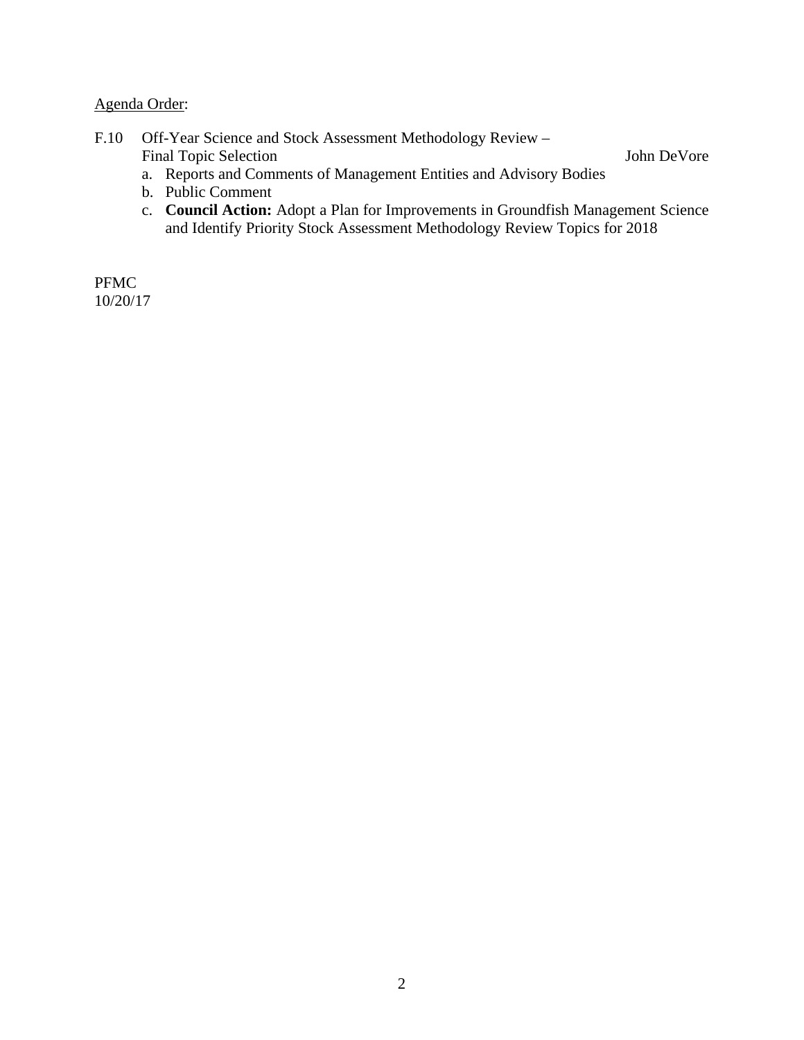Agenda Order:

F.10 Off-Year Science and Stock Assessment Methodology Review – Final Topic Selection — John DeVore

a. Reports and Comments of Management Entities and Advisory Bodies
b. Public Comment
c. **Council Action:** Adopt a Plan for Improvements in Groundfish Management Science and Identify Priority Stock Assessment Methodology Review Topics for 2018

PFMC
10/20/17